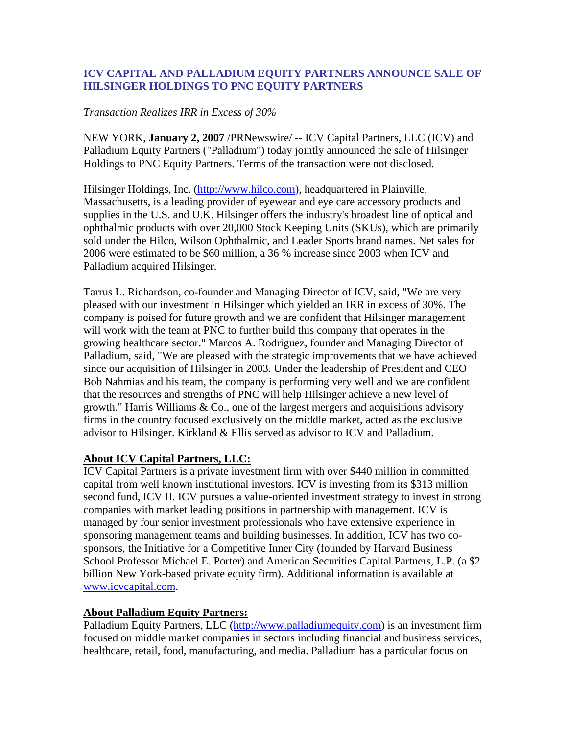# ICV CAPITAL AND PALLADIUM EQUITY PARTNERS ANNOUNCE SALE OF HILSINGER HOLDINGS TO PNC EQUITY PARTNERS

*Transaction Realizes IRR in Excess of 30%*

NEW YORK, **January 2, 2007** /PRNewswire/ -- ICV Capital Partners, LLC (ICV) and Palladium Equity Partners ("Palladium") today jointly announced the sale of Hilsinger Holdings to PNC Equity Partners. Terms of the transaction were not disclosed.

Hilsinger Holdings, Inc. (http://www.hilco.com), headquartered in Plainville, Massachusetts, is a leading provider of eyewear and eye care accessory products and supplies in the U.S. and U.K. Hilsinger offers the industry's broadest line of optical and ophthalmic products with over 20,000 Stock Keeping Units (SKUs), which are primarily sold under the Hilco, Wilson Ophthalmic, and Leader Sports brand names. Net sales for 2006 were estimated to be $60 million, a 36 % increase since 2003 when ICV and Palladium acquired Hilsinger.

Tarrus L. Richardson, co-founder and Managing Director of ICV, said, "We are very pleased with our investment in Hilsinger which yielded an IRR in excess of 30%. The company is poised for future growth and we are confident that Hilsinger management will work with the team at PNC to further build this company that operates in the growing healthcare sector." Marcos A. Rodriguez, founder and Managing Director of Palladium, said, "We are pleased with the strategic improvements that we have achieved since our acquisition of Hilsinger in 2003. Under the leadership of President and CEO Bob Nahmias and his team, the company is performing very well and we are confident that the resources and strengths of PNC will help Hilsinger achieve a new level of growth." Harris Williams & Co., one of the largest mergers and acquisitions advisory firms in the country focused exclusively on the middle market, acted as the exclusive advisor to Hilsinger. Kirkland & Ellis served as advisor to ICV and Palladium.

## About ICV Capital Partners, LLC:

ICV Capital Partners is a private investment firm with over $440 million in committed capital from well known institutional investors. ICV is investing from its $313 million second fund, ICV II. ICV pursues a value-oriented investment strategy to invest in strong companies with market leading positions in partnership with management. ICV is managed by four senior investment professionals who have extensive experience in sponsoring management teams and building businesses. In addition, ICV has two co-sponsors, the Initiative for a Competitive Inner City (founded by Harvard Business School Professor Michael E. Porter) and American Securities Capital Partners, L.P. (a $2 billion New York-based private equity firm). Additional information is available at www.icvcapital.com.

## About Palladium Equity Partners:

Palladium Equity Partners, LLC (http://www.palladiumequity.com) is an investment firm focused on middle market companies in sectors including financial and business services, healthcare, retail, food, manufacturing, and media. Palladium has a particular focus on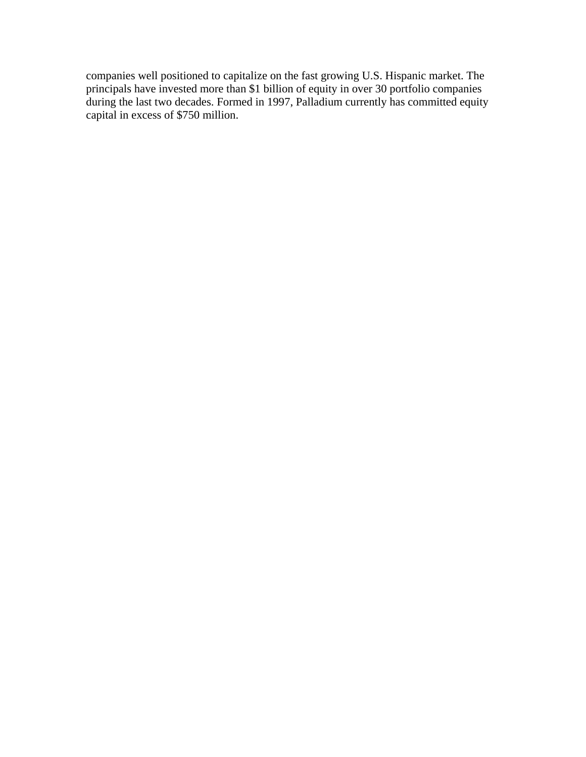companies well positioned to capitalize on the fast growing U.S. Hispanic market. The principals have invested more than $1 billion of equity in over 30 portfolio companies during the last two decades. Formed in 1997, Palladium currently has committed equity capital in excess of $750 million.